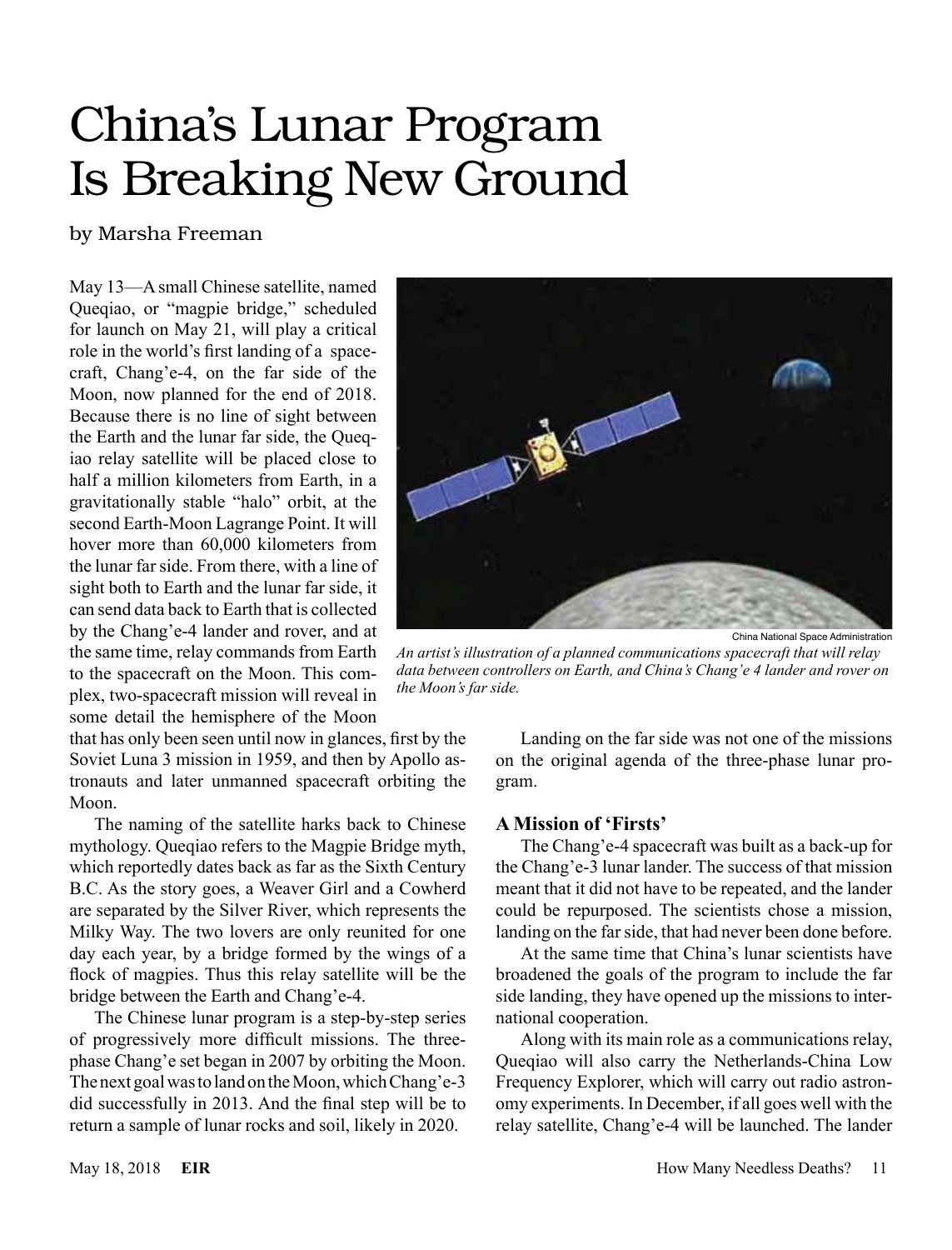# China's Lunar Program Is Breaking New Ground

by Marsha Freeman

May 13—A small Chinese satellite, named Queqiao, or "magpie bridge," scheduled for launch on May 21, will play a critical role in the world's first landing of a spacecraft, Chang'e-4, on the far side of the Moon, now planned for the end of 2018. Because there is no line of sight between the Earth and the lunar far side, the Queqiao relay satellite will be placed close to half a million kilometers from Earth, in a gravitationally stable "halo" orbit, at the second Earth-Moon Lagrange Point. It will hover more than 60,000 kilometers from the lunar far side. From there, with a line of sight both to Earth and the lunar far side, it can send data back to Earth that is collected by the Chang'e-4 lander and rover, and at the same time, relay commands from Earth to the spacecraft on the Moon. This complex, two-spacecraft mission will reveal in some detail the hemisphere of the Moon that has only been seen until now in glances, first by the Soviet Luna 3 mission in 1959, and then by Apollo astronauts and later unmanned spacecraft orbiting the Moon.

China National Space Administration

*An artist's illustration of a planned communications spacecraft that will relay data between controllers on Earth, and China's Chang'e 4 lander and rover on the Moon's far side.*

The naming of the satellite harks back to Chinese mythology. Queqiao refers to the Magpie Bridge myth, which reportedly dates back as far as the Sixth Century B.C. As the story goes, a Weaver Girl and a Cowherd are separated by the Silver River, which represents the Milky Way. The two lovers are only reunited for one day each year, by a bridge formed by the wings of a flock of magpies. Thus this relay satellite will be the bridge between the Earth and Chang'e-4.

The Chinese lunar program is a step-by-step series of progressively more difficult missions. The three-phase Chang'e set began in 2007 by orbiting the Moon. The next goal was to land on the Moon, which Chang'e-3 did successfully in 2013. And the final step will be to return a sample of lunar rocks and soil, likely in 2020.

Landing on the far side was not one of the missions on the original agenda of the three-phase lunar program.

### A Mission of 'Firsts'

The Chang'e-4 spacecraft was built as a back-up for the Chang'e-3 lunar lander. The success of that mission meant that it did not have to be repeated, and the lander could be repurposed. The scientists chose a mission, landing on the far side, that had never been done before.

At the same time that China's lunar scientists have broadened the goals of the program to include the far side landing, they have opened up the missions to international cooperation.

Along with its main role as a communications relay, Queqiao will also carry the Netherlands-China Low Frequency Explorer, which will carry out radio astronomy experiments. In December, if all goes well with the relay satellite, Chang'e-4 will be launched. The lander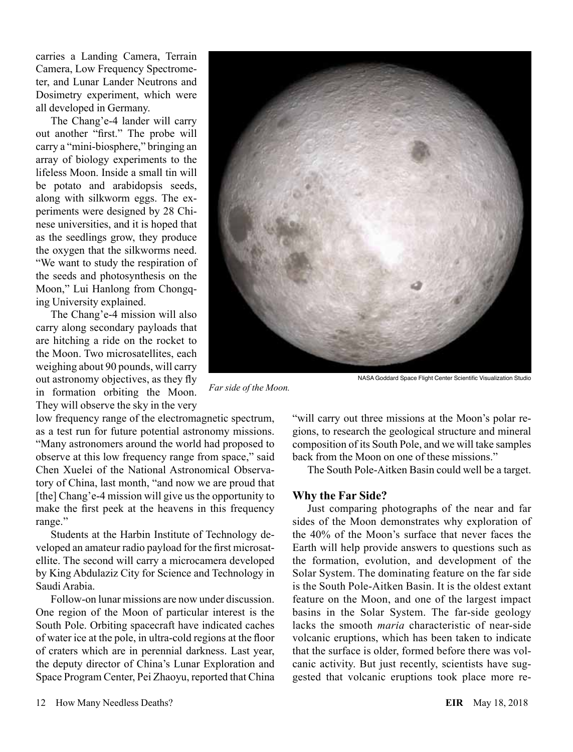carries a Landing Camera, Terrain Camera, Low Frequency Spectrometer, and Lunar Lander Neutrons and Dosimetry experiment, which were all developed in Germany.

The Chang'e-4 lander will carry out another "first." The probe will carry a "mini-biosphere," bringing an array of biology experiments to the lifeless Moon. Inside a small tin will be potato and arabidopsis seeds, along with silkworm eggs. The experiments were designed by 28 Chinese universities, and it is hoped that as the seedlings grow, they produce the oxygen that the silkworms need. "We want to study the respiration of the seeds and photosynthesis on the Moon," Lui Hanlong from Chongqing University explained.

The Chang'e-4 mission will also carry along secondary payloads that are hitching a ride on the rocket to the Moon. Two microsatellites, each weighing about 90 pounds, will carry out astronomy objectives, as they fly in formation orbiting the Moon. They will observe the sky in the very low frequency range of the electromagnetic spectrum, as a test run for future potential astronomy missions. "Many astronomers around the world had proposed to observe at this low frequency range from space," said Chen Xuelei of the National Astronomical Observatory of China, last month, "and now we are proud that [the] Chang'e-4 mission will give us the opportunity to make the first peek at the heavens in this frequency range."

Students at the Harbin Institute of Technology developed an amateur radio payload for the first microsatellite. The second will carry a microcamera developed by King Abdulaziz City for Science and Technology in Saudi Arabia.

Follow-on lunar missions are now under discussion. One region of the Moon of particular interest is the South Pole. Orbiting spacecraft have indicated caches of water ice at the pole, in ultra-cold regions at the floor of craters which are in perennial darkness. Last year, the deputy director of China's Lunar Exploration and Space Program Center, Pei Zhaoyu, reported that China "will carry out three missions at the Moon's polar regions, to research the geological structure and mineral composition of its South Pole, and we will take samples back from the Moon on one of these missions."

The South Pole-Aitken Basin could well be a target.

NASA Goddard Space Flight Center Scientific Visualization Studio

*Far side of the Moon.*

## Why the Far Side?

Just comparing photographs of the near and far sides of the Moon demonstrates why exploration of the 40% of the Moon's surface that never faces the Earth will help provide answers to questions such as the formation, evolution, and development of the Solar System. The dominating feature on the far side is the South Pole-Aitken Basin. It is the oldest extant feature on the Moon, and one of the largest impact basins in the Solar System. The far-side geology lacks the smooth *maria* characteristic of near-side volcanic eruptions, which has been taken to indicate that the surface is older, formed before there was volcanic activity. But just recently, scientists have suggested that volcanic eruptions took place more re-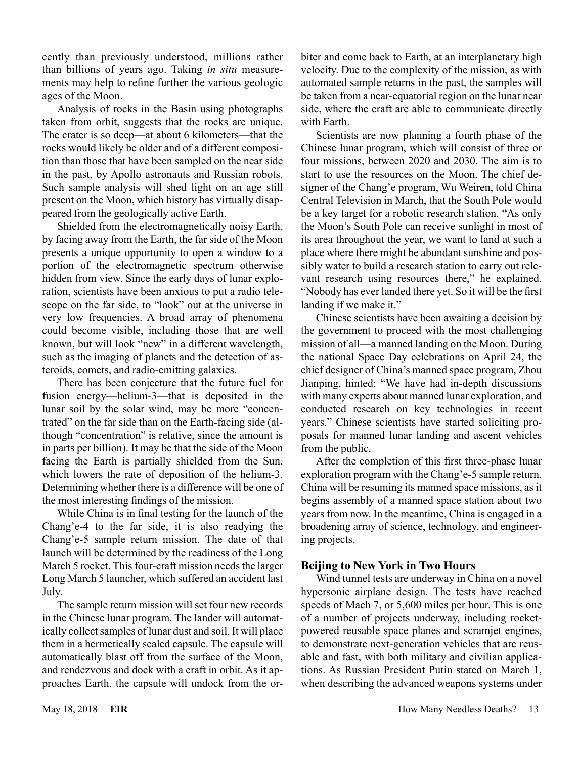cently than previously understood, millions rather than billions of years ago. Taking *in situ* measurements may help to refine further the various geologic ages of the Moon.

Analysis of rocks in the Basin using photographs taken from orbit, suggests that the rocks are unique. The crater is so deep—at about 6 kilometers—that the rocks would likely be older and of a different composition than those that have been sampled on the near side in the past, by Apollo astronauts and Russian robots. Such sample analysis will shed light on an age still present on the Moon, which history has virtually disappeared from the geologically active Earth.

Shielded from the electromagnetically noisy Earth, by facing away from the Earth, the far side of the Moon presents a unique opportunity to open a window to a portion of the electromagnetic spectrum otherwise hidden from view. Since the early days of lunar exploration, scientists have been anxious to put a radio telescope on the far side, to "look" out at the universe in very low frequencies. A broad array of phenomena could become visible, including those that are well known, but will look "new" in a different wavelength, such as the imaging of planets and the detection of asteroids, comets, and radio-emitting galaxies.

There has been conjecture that the future fuel for fusion energy—helium-3—that is deposited in the lunar soil by the solar wind, may be more "concentrated" on the far side than on the Earth-facing side (although "concentration" is relative, since the amount is in parts per billion). It may be that the side of the Moon facing the Earth is partially shielded from the Sun, which lowers the rate of deposition of the helium-3. Determining whether there is a difference will be one of the most interesting findings of the mission.

While China is in final testing for the launch of the Chang'e-4 to the far side, it is also readying the Chang'e-5 sample return mission. The date of that launch will be determined by the readiness of the Long March 5 rocket. This four-craft mission needs the larger Long March 5 launcher, which suffered an accident last July.

The sample return mission will set four new records in the Chinese lunar program. The lander will automatically collect samples of lunar dust and soil. It will place them in a hermetically sealed capsule. The capsule will automatically blast off from the surface of the Moon, and rendezvous and dock with a craft in orbit. As it approaches Earth, the capsule will undock from the orbiter and come back to Earth, at an interplanetary high velocity. Due to the complexity of the mission, as with automated sample returns in the past, the samples will be taken from a near-equatorial region on the lunar near side, where the craft are able to communicate directly with Earth.

Scientists are now planning a fourth phase of the Chinese lunar program, which will consist of three or four missions, between 2020 and 2030. The aim is to start to use the resources on the Moon. The chief designer of the Chang'e program, Wu Weiren, told China Central Television in March, that the South Pole would be a key target for a robotic research station. "As only the Moon's South Pole can receive sunlight in most of its area throughout the year, we want to land at such a place where there might be abundant sunshine and possibly water to build a research station to carry out relevant research using resources there," he explained. "Nobody has ever landed there yet. So it will be the first landing if we make it."

Chinese scientists have been awaiting a decision by the government to proceed with the most challenging mission of all—a manned landing on the Moon. During the national Space Day celebrations on April 24, the chief designer of China's manned space program, Zhou Jianping, hinted: "We have had in-depth discussions with many experts about manned lunar exploration, and conducted research on key technologies in recent years." Chinese scientists have started soliciting proposals for manned lunar landing and ascent vehicles from the public.

After the completion of this first three-phase lunar exploration program with the Chang'e-5 sample return, China will be resuming its manned space missions, as it begins assembly of a manned space station about two years from now. In the meantime, China is engaged in a broadening array of science, technology, and engineering projects.

### Beijing to New York in Two Hours

Wind tunnel tests are underway in China on a novel hypersonic airplane design. The tests have reached speeds of Mach 7, or 5,600 miles per hour. This is one of a number of projects underway, including rocket-powered reusable space planes and scramjet engines, to demonstrate next-generation vehicles that are reusable and fast, with both military and civilian applications. As Russian President Putin stated on March 1, when describing the advanced weapons systems under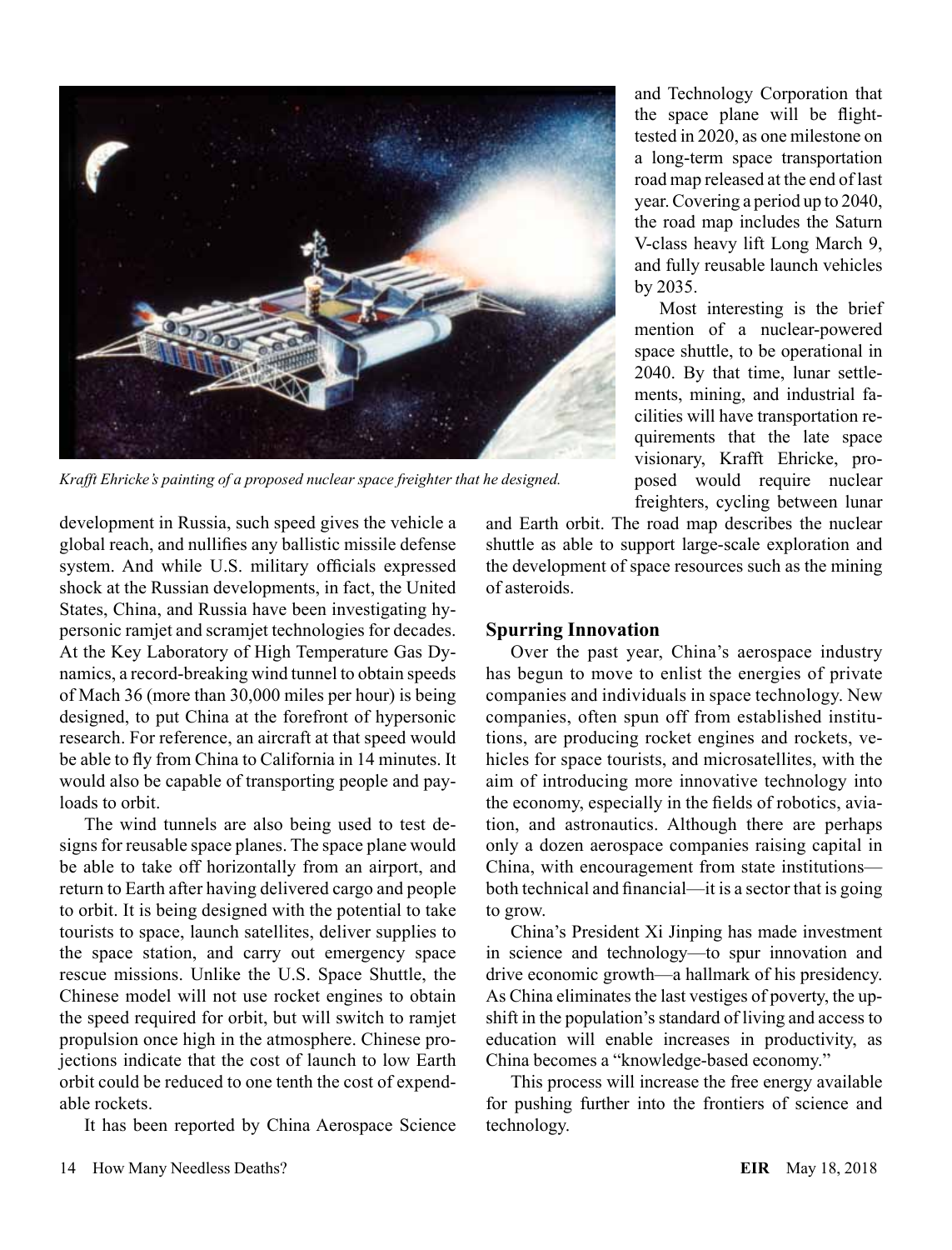*Krafft Ehricke's painting of a proposed nuclear space freighter that he designed.*

development in Russia, such speed gives the vehicle a global reach, and nullifies any ballistic missile defense system. And while U.S. military officials expressed shock at the Russian developments, in fact, the United States, China, and Russia have been investigating hypersonic ramjet and scramjet technologies for decades. At the Key Laboratory of High Temperature Gas Dynamics, a record-breaking wind tunnel to obtain speeds of Mach 36 (more than 30,000 miles per hour) is being designed, to put China at the forefront of hypersonic research. For reference, an aircraft at that speed would be able to fly from China to California in 14 minutes. It would also be capable of transporting people and payloads to orbit.

The wind tunnels are also being used to test designs for reusable space planes. The space plane would be able to take off horizontally from an airport, and return to Earth after having delivered cargo and people to orbit. It is being designed with the potential to take tourists to space, launch satellites, deliver supplies to the space station, and carry out emergency space rescue missions. Unlike the U.S. Space Shuttle, the Chinese model will not use rocket engines to obtain the speed required for orbit, but will switch to ramjet propulsion once high in the atmosphere. Chinese projections indicate that the cost of launch to low Earth orbit could be reduced to one tenth the cost of expendable rockets.

It has been reported by China Aerospace Science and Technology Corporation that the space plane will be flight-tested in 2020, as one milestone on a long-term space transportation road map released at the end of last year. Covering a period up to 2040, the road map includes the Saturn V-class heavy lift Long March 9, and fully reusable launch vehicles by 2035.

Most interesting is the brief mention of a nuclear-powered space shuttle, to be operational in 2040. By that time, lunar settlements, mining, and industrial facilities will have transportation requirements that the late space visionary, Krafft Ehricke, proposed would require nuclear freighters, cycling between lunar and Earth orbit. The road map describes the nuclear shuttle as able to support large-scale exploration and the development of space resources such as the mining of asteroids.

## Spurring Innovation

Over the past year, China's aerospace industry has begun to move to enlist the energies of private companies and individuals in space technology. New companies, often spun off from established institutions, are producing rocket engines and rockets, vehicles for space tourists, and microsatellites, with the aim of introducing more innovative technology into the economy, especially in the fields of robotics, aviation, and astronautics. Although there are perhaps only a dozen aerospace companies raising capital in China, with encouragement from state institutions—both technical and financial—it is a sector that is going to grow.

China's President Xi Jinping has made investment in science and technology—to spur innovation and drive economic growth—a hallmark of his presidency. As China eliminates the last vestiges of poverty, the upshift in the population's standard of living and access to education will enable increases in productivity, as China becomes a "knowledge-based economy."

This process will increase the free energy available for pushing further into the frontiers of science and technology.